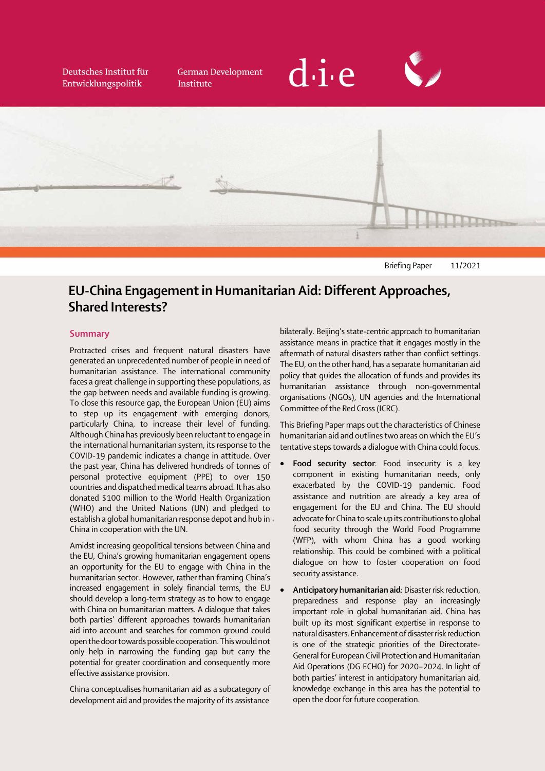Deutsches Institut für Entwicklungspolitik

German Development Institute

Briefing Paper 11/2021

# EU-China Engagement in Humanitarian Aid: Different Approaches, Shared Interests?

## Summary

Protracted crises and frequent natural disasters have generated an unprecedented number of people in need of humanitarian assistance. The international community faces a great challenge in supporting these populations, as the gap between needs and available funding is growing. To close this resource gap, the European Union (EU) aims to step up its engagement with emerging donors, particularly China, to increase their level of funding. Although China has previously been reluctant to engage in the international humanitarian system, its response to the COVID-19 pandemic indicates a change in attitude. Over the past year, China has delivered hundreds of tonnes of personal protective equipment (PPE) to over 150 countries and dispatched medical teams abroad. It has also donated $100 million to the World Health Organization (WHO) and the United Nations (UN) and pledged to establish a global humanitarian response depot and hub in China in cooperation with the UN.

Amidst increasing geopolitical tensions between China and the EU, China's growing humanitarian engagement opens an opportunity for the EU to engage with China in the humanitarian sector. However, rather than framing China's increased engagement in solely financial terms, the EU should develop a long-term strategy as to how to engage with China on humanitarian matters. A dialogue that takes both parties' different approaches towards humanitarian aid into account and searches for common ground could open the door towards possible cooperation. This would not only help in narrowing the funding gap but carry the potential for greater coordination and consequently more effective assistance provision.

China conceptualises humanitarian aid as a subcategory of development aid and provides the majority of its assistance bilaterally. Beijing's state-centric approach to humanitarian assistance means in practice that it engages mostly in the aftermath of natural disasters rather than conflict settings. The EU, on the other hand, has a separate humanitarian aid policy that guides the allocation of funds and provides its humanitarian assistance through non-governmental organisations (NGOs), UN agencies and the International Committee of the Red Cross (ICRC).

This Briefing Paper maps out the characteristics of Chinese humanitarian aid and outlines two areas on which the EU's tentative steps towards a dialogue with China could focus.

- **Food security sector**: Food insecurity is a key component in existing humanitarian needs, only exacerbated by the COVID-19 pandemic. Food assistance and nutrition are already a key area of engagement for the EU and China. The EU should advocate for China to scale up its contributions to global food security through the World Food Programme (WFP), with whom China has a good working relationship. This could be combined with a political dialogue on how to foster cooperation on food security assistance.
- **Anticipatory humanitarian aid**: Disaster risk reduction, preparedness and response play an increasingly important role in global humanitarian aid. China has built up its most significant expertise in response to natural disasters. Enhancement of disaster risk reduction is one of the strategic priorities of the Directorate-General for European Civil Protection and Humanitarian Aid Operations (DG ECHO) for 2020–2024. In light of both parties' interest in anticipatory humanitarian aid, knowledge exchange in this area has the potential to open the door for future cooperation.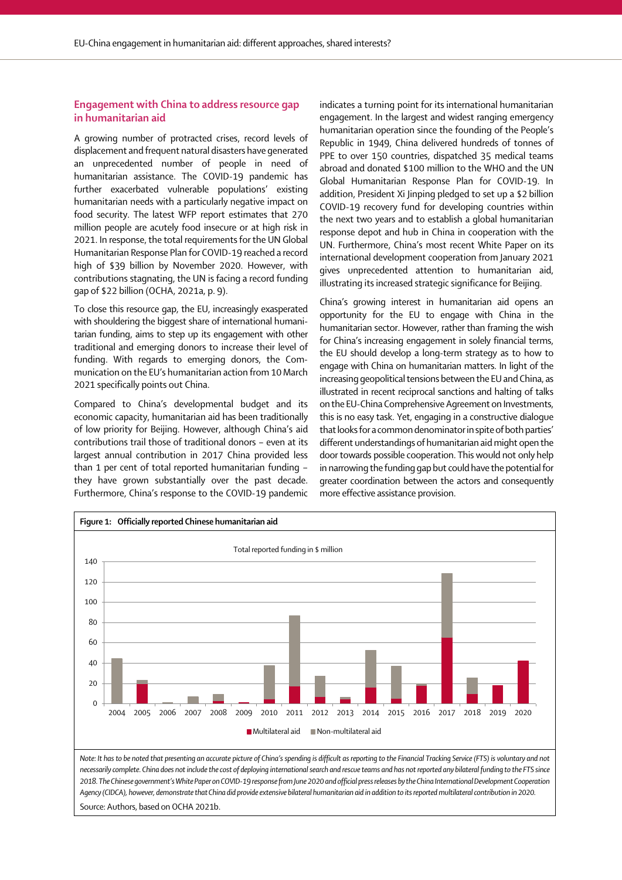## Engagement with China to address resource gap in humanitarian aid

A growing number of protracted crises, record levels of displacement and frequent natural disasters have generated an unprecedented number of people in need of humanitarian assistance. The COVID-19 pandemic has further exacerbated vulnerable populations' existing humanitarian needs with a particularly negative impact on food security. The latest WFP report estimates that 270 million people are acutely food insecure or at high risk in 2021. In response, the total requirements for the UN Global Humanitarian Response Plan for COVID-19 reached a record high of $39 billion by November 2020. However, with contributions stagnating, the UN is facing a record funding gap of $22 billion (OCHA, 2021a, p. 9).

To close this resource gap, the EU, increasingly exasperated with shouldering the biggest share of international humanitarian funding, aims to step up its engagement with other traditional and emerging donors to increase their level of funding. With regards to emerging donors, the Communication on the EU's humanitarian action from 10 March 2021 specifically points out China.

Compared to China's developmental budget and its economic capacity, humanitarian aid has been traditionally of low priority for Beijing. However, although China's aid contributions trail those of traditional donors – even at its largest annual contribution in 2017 China provided less than 1 per cent of total reported humanitarian funding – they have grown substantially over the past decade. Furthermore, China's response to the COVID-19 pandemic indicates a turning point for its international humanitarian engagement. In the largest and widest ranging emergency humanitarian operation since the founding of the People's Republic in 1949, China delivered hundreds of tonnes of PPE to over 150 countries, dispatched 35 medical teams abroad and donated $100 million to the WHO and the UN Global Humanitarian Response Plan for COVID-19. In addition, President Xi Jinping pledged to set up a $2 billion COVID-19 recovery fund for developing countries within the next two years and to establish a global humanitarian response depot and hub in China in cooperation with the UN. Furthermore, China's most recent White Paper on its international development cooperation from January 2021 gives unprecedented attention to humanitarian aid, illustrating its increased strategic significance for Beijing.

China's growing interest in humanitarian aid opens an opportunity for the EU to engage with China in the humanitarian sector. However, rather than framing the wish for China's increasing engagement in solely financial terms, the EU should develop a long-term strategy as to how to engage with China on humanitarian matters. In light of the increasing geopolitical tensions between the EU and China, as illustrated in recent reciprocal sanctions and halting of talks on the EU-China Comprehensive Agreement on Investments, this is no easy task. Yet, engaging in a constructive dialogue that looks for a common denominator in spite of both parties' different understandings of humanitarian aid might open the door towards possible cooperation. This would not only help in narrowing the funding gap but could have the potential for greater coordination between the actors and consequently more effective assistance provision.

**Figure 1: Officially reported Chinese humanitarian aid**

Total reported funding in $ million

Legend: Multilateral aid; Non-multilateral aid

*Note: It has to be noted that presenting an accurate picture of China's spending is difficult as reporting to the Financial Tracking Service (FTS) is voluntary and not necessarily complete. China does not include the cost of deploying international search and rescue teams and has not reported any bilateral funding to the FTS since 2018. The Chinese government's White Paper on COVID-19 response from June 2020 and official press releases by the China International Development Cooperation Agency (CIDCA), however, demonstrate that China did provide extensive bilateral humanitarian aid in addition to its reported multilateral contribution in 2020.*

Source: Authors, based on OCHA 2021b.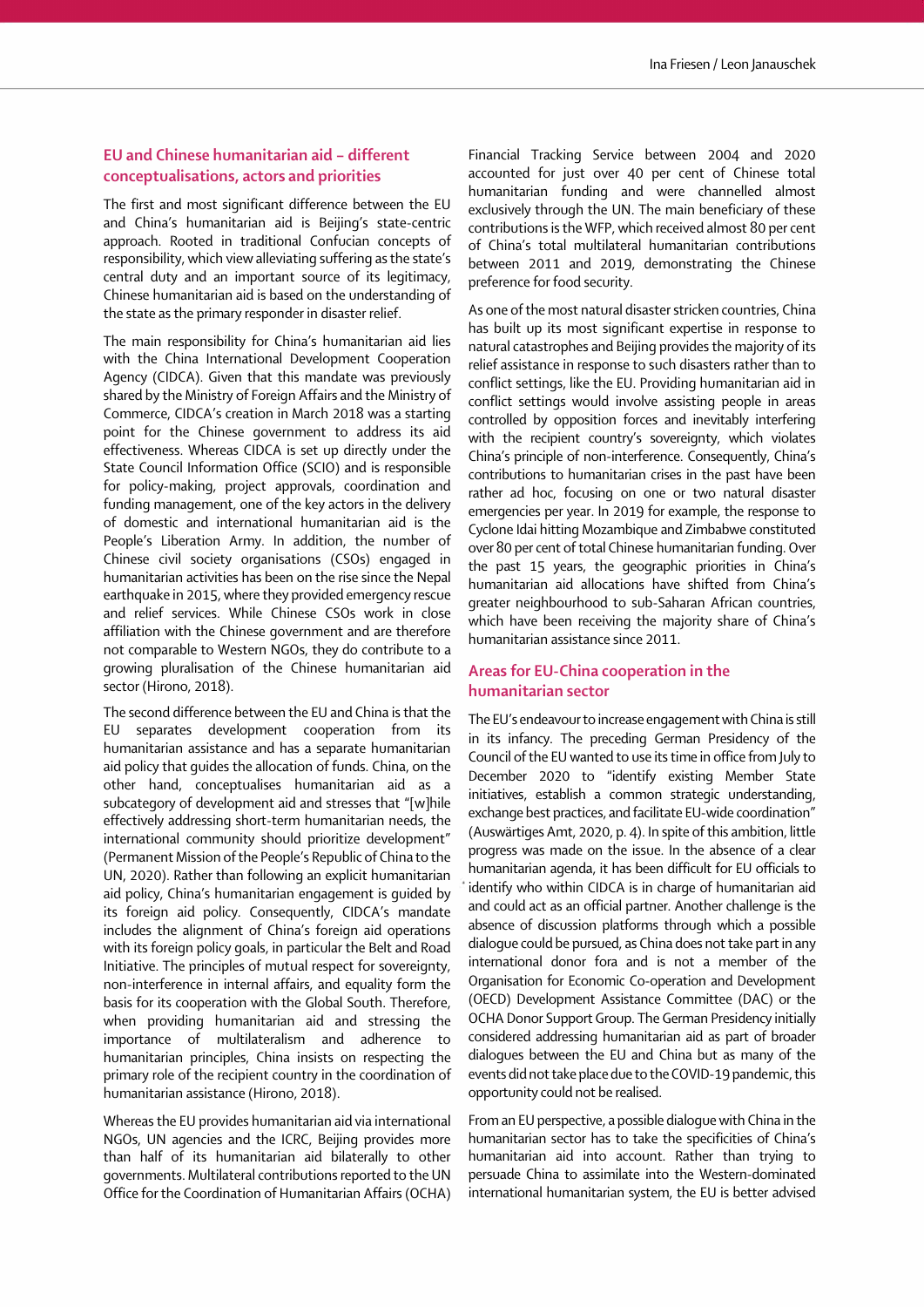## EU and Chinese humanitarian aid – different conceptualisations, actors and priorities

The first and most significant difference between the EU and China's humanitarian aid is Beijing's state-centric approach. Rooted in traditional Confucian concepts of responsibility, which view alleviating suffering as the state's central duty and an important source of its legitimacy, Chinese humanitarian aid is based on the understanding of the state as the primary responder in disaster relief.

The main responsibility for China's humanitarian aid lies with the China International Development Cooperation Agency (CIDCA). Given that this mandate was previously shared by the Ministry of Foreign Affairs and the Ministry of Commerce, CIDCA's creation in March 2018 was a starting point for the Chinese government to address its aid effectiveness. Whereas CIDCA is set up directly under the State Council Information Office (SCIO) and is responsible for policy-making, project approvals, coordination and funding management, one of the key actors in the delivery of domestic and international humanitarian aid is the People's Liberation Army. In addition, the number of Chinese civil society organisations (CSOs) engaged in humanitarian activities has been on the rise since the Nepal earthquake in 2015, where they provided emergency rescue and relief services. While Chinese CSOs work in close affiliation with the Chinese government and are therefore not comparable to Western NGOs, they do contribute to a growing pluralisation of the Chinese humanitarian aid sector (Hirono, 2018).

The second difference between the EU and China is that the EU separates development cooperation from its humanitarian assistance and has a separate humanitarian aid policy that guides the allocation of funds. China, on the other hand, conceptualises humanitarian aid as a subcategory of development aid and stresses that "[w]hile effectively addressing short-term humanitarian needs, the international community should prioritize development" (Permanent Mission of the People's Republic of China to the UN, 2020). Rather than following an explicit humanitarian aid policy, China's humanitarian engagement is guided by its foreign aid policy. Consequently, CIDCA's mandate includes the alignment of China's foreign aid operations with its foreign policy goals, in particular the Belt and Road Initiative. The principles of mutual respect for sovereignty, non-interference in internal affairs, and equality form the basis for its cooperation with the Global South. Therefore, when providing humanitarian aid and stressing the importance of multilateralism and adherence to humanitarian principles, China insists on respecting the primary role of the recipient country in the coordination of humanitarian assistance (Hirono, 2018).

Whereas the EU provides humanitarian aid via international NGOs, UN agencies and the ICRC, Beijing provides more than half of its humanitarian aid bilaterally to other governments. Multilateral contributions reported to the UN Office for the Coordination of Humanitarian Affairs (OCHA) Financial Tracking Service between 2004 and 2020 accounted for just over 40 per cent of Chinese total humanitarian funding and were channelled almost exclusively through the UN. The main beneficiary of these contributions is the WFP, which received almost 80 per cent of China's total multilateral humanitarian contributions between 2011 and 2019, demonstrating the Chinese preference for food security.

As one of the most natural disaster stricken countries, China has built up its most significant expertise in response to natural catastrophes and Beijing provides the majority of its relief assistance in response to such disasters rather than to conflict settings, like the EU. Providing humanitarian aid in conflict settings would involve assisting people in areas controlled by opposition forces and inevitably interfering with the recipient country's sovereignty, which violates China's principle of non-interference. Consequently, China's contributions to humanitarian crises in the past have been rather ad hoc, focusing on one or two natural disaster emergencies per year. In 2019 for example, the response to Cyclone Idai hitting Mozambique and Zimbabwe constituted over 80 per cent of total Chinese humanitarian funding. Over the past 15 years, the geographic priorities in China's humanitarian aid allocations have shifted from China's greater neighbourhood to sub-Saharan African countries, which have been receiving the majority share of China's humanitarian assistance since 2011.

## Areas for EU-China cooperation in the humanitarian sector

The EU's endeavour to increase engagement with China is still in its infancy. The preceding German Presidency of the Council of the EU wanted to use its time in office from July to December 2020 to "identify existing Member State initiatives, establish a common strategic understanding, exchange best practices, and facilitate EU-wide coordination" (Auswärtiges Amt, 2020, p. 4). In spite of this ambition, little progress was made on the issue. In the absence of a clear humanitarian agenda, it has been difficult for EU officials to identify who within CIDCA is in charge of humanitarian aid and could act as an official partner. Another challenge is the absence of discussion platforms through which a possible dialogue could be pursued, as China does not take part in any international donor fora and is not a member of the Organisation for Economic Co-operation and Development (OECD) Development Assistance Committee (DAC) or the OCHA Donor Support Group. The German Presidency initially considered addressing humanitarian aid as part of broader dialogues between the EU and China but as many of the events did not take place due to the COVID-19 pandemic, this opportunity could not be realised.

From an EU perspective, a possible dialogue with China in the humanitarian sector has to take the specificities of China's humanitarian aid into account. Rather than trying to persuade China to assimilate into the Western-dominated international humanitarian system, the EU is better advised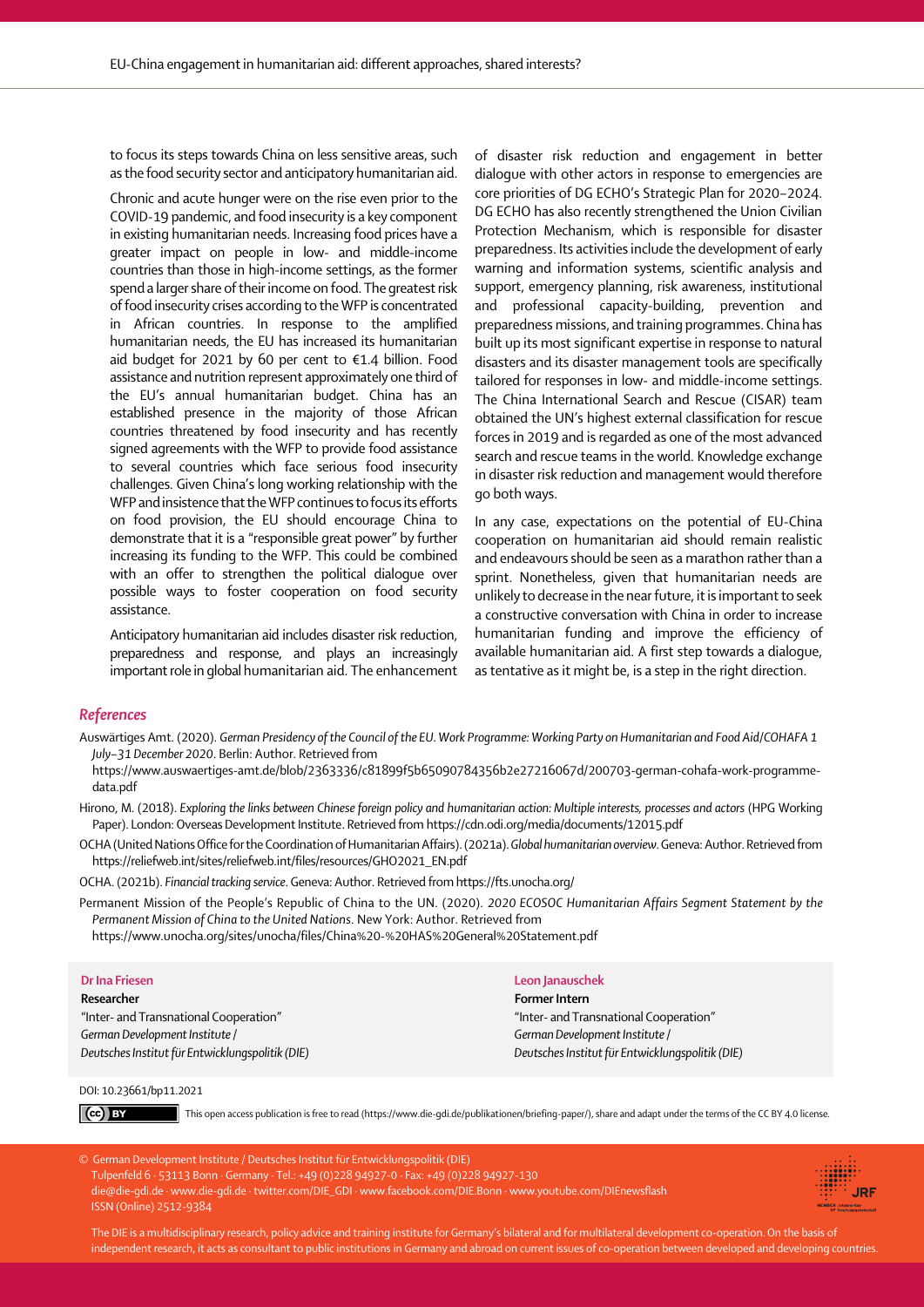to focus its steps towards China on less sensitive areas, such as the food security sector and anticipatory humanitarian aid.

Chronic and acute hunger were on the rise even prior to the COVID-19 pandemic, and food insecurity is a key component in existing humanitarian needs. Increasing food prices have a greater impact on people in low- and middle-income countries than those in high-income settings, as the former spend a larger share of their income on food. The greatest risk of food insecurity crises according to the WFP is concentrated in African countries. In response to the amplified humanitarian needs, the EU has increased its humanitarian aid budget for 2021 by 60 per cent to €1.4 billion. Food assistance and nutrition represent approximately one third of the EU's annual humanitarian budget. China has an established presence in the majority of those African countries threatened by food insecurity and has recently signed agreements with the WFP to provide food assistance to several countries which face serious food insecurity challenges. Given China's long working relationship with the WFP and insistence that the WFP continues to focus its efforts on food provision, the EU should encourage China to demonstrate that it is a "responsible great power" by further increasing its funding to the WFP. This could be combined with an offer to strengthen the political dialogue over possible ways to foster cooperation on food security assistance.

Anticipatory humanitarian aid includes disaster risk reduction, preparedness and response, and plays an increasingly important role in global humanitarian aid. The enhancement of disaster risk reduction and engagement in better dialogue with other actors in response to emergencies are core priorities of DG ECHO's Strategic Plan for 2020–2024. DG ECHO has also recently strengthened the Union Civilian Protection Mechanism, which is responsible for disaster preparedness. Its activities include the development of early warning and information systems, scientific analysis and support, emergency planning, risk awareness, institutional and professional capacity-building, prevention and preparedness missions, and training programmes. China has built up its most significant expertise in response to natural disasters and its disaster management tools are specifically tailored for responses in low- and middle-income settings. The China International Search and Rescue (CISAR) team obtained the UN's highest external classification for rescue forces in 2019 and is regarded as one of the most advanced search and rescue teams in the world. Knowledge exchange in disaster risk reduction and management would therefore go both ways.

In any case, expectations on the potential of EU-China cooperation on humanitarian aid should remain realistic and endeavours should be seen as a marathon rather than a sprint. Nonetheless, given that humanitarian needs are unlikely to decrease in the near future, it is important to seek a constructive conversation with China in order to increase humanitarian funding and improve the efficiency of available humanitarian aid. A first step towards a dialogue, as tentative as it might be, is a step in the right direction.

## *References*

Auswärtiges Amt. (2020). *German Presidency of the Council of the EU. Work Programme: Working Party on Humanitarian and Food Aid/COHAFA 1 July–31 December 2020*. Berlin: Author. Retrieved from https://www.auswaertiges-amt.de/blob/2363336/c81899f5b65090784356b2e27216067d/200703-german-cohafa-work-programme-data.pdf

Hirono, M. (2018). *Exploring the links between Chinese foreign policy and humanitarian action: Multiple interests, processes and actors* (HPG Working Paper). London: Overseas Development Institute. Retrieved from https://cdn.odi.org/media/documents/12015.pdf

OCHA (United Nations Office for the Coordination of Humanitarian Affairs). (2021a). *Global humanitarian overview*. Geneva: Author. Retrieved from https://reliefweb.int/sites/reliefweb.int/files/resources/GHO2021_EN.pdf

OCHA. (2021b). *Financial tracking service*. Geneva: Author. Retrieved from https://fts.unocha.org/

Permanent Mission of the People's Republic of China to the UN. (2020). *2020 ECOSOC Humanitarian Affairs Segment Statement by the Permanent Mission of China to the United Nations*. New York: Author. Retrieved from https://www.unocha.org/sites/unocha/files/China%20-%20HAS%20General%20Statement.pdf

**Dr Ina Friesen**
**Researcher**
"Inter- and Transnational Cooperation"
*German Development Institute / Deutsches Institut für Entwicklungspolitik (DIE)*

**Leon Janauschek**
**Former Intern**
"Inter- and Transnational Cooperation"
*German Development Institute / Deutsches Institut für Entwicklungspolitik (DIE)*

DOI: 10.23661/bp11.2021

This open access publication is free to read (https://www.die-gdi.de/publikationen/briefing-paper/), share and adapt under the terms of the CC BY 4.0 license.

© German Development Institute / Deutsches Institut für Entwicklungspolitik (DIE)
Tulpenfeld 6 · 53113 Bonn · Germany · Tel.: +49 (0)228 94927-0 · Fax: +49 (0)228 94927-130
die@die-gdi.de · www.die-gdi.de · twitter.com/DIE_GDI · www.facebook.com/DIE.Bonn · www.youtube.com/DIEnewsflash
ISSN (Online) 2512-9384

The DIE is a multidisciplinary research, policy advice and training institute for Germany's bilateral and for multilateral development co-operation. On the basis of independent research, it acts as consultant to public institutions in Germany and abroad on current issues of co-operation between developed and developing countries.